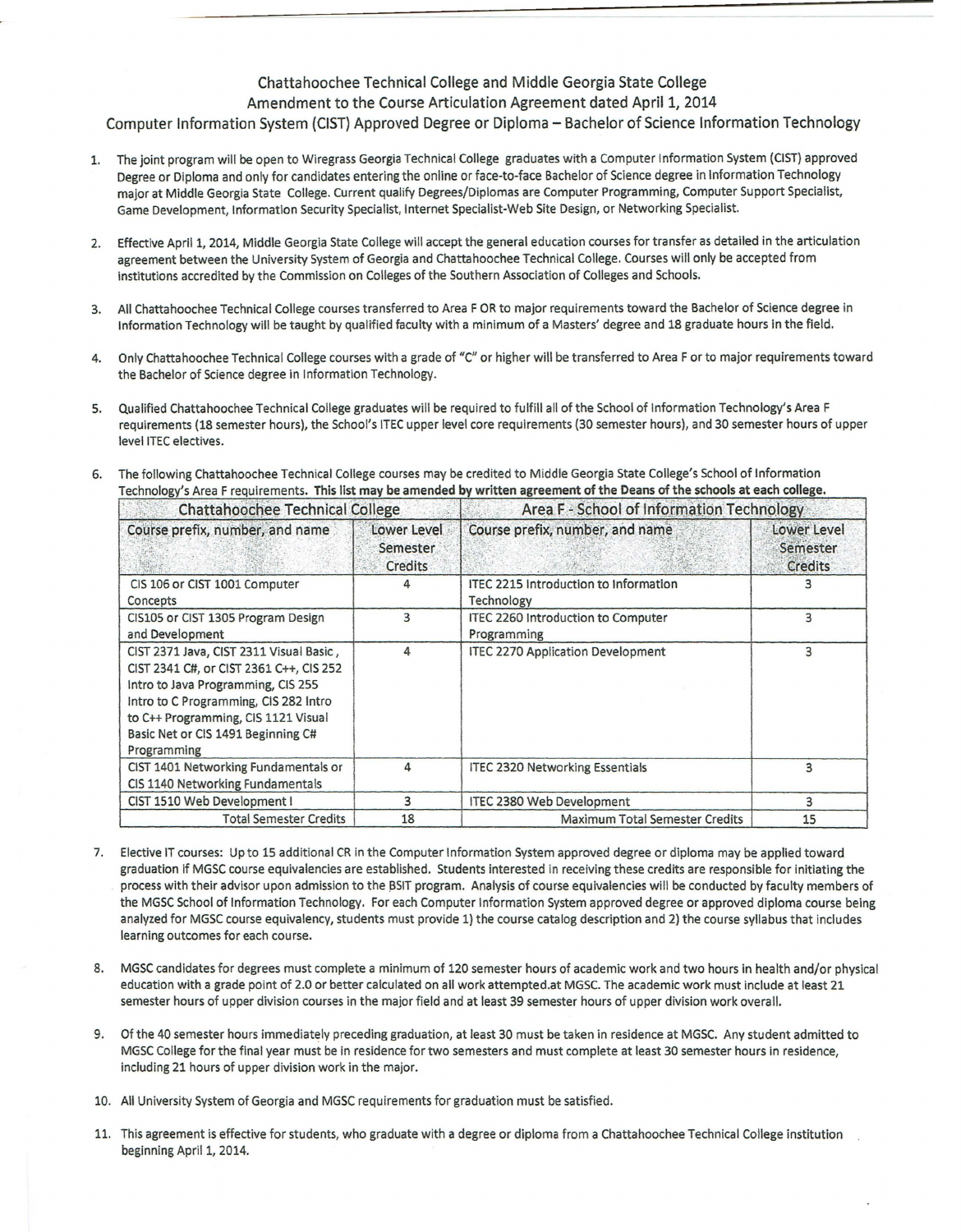# Chattahoochee Technical College and Middle Georgia State College
## Amendment to the Course Articulation Agreement dated April 1, 2014
## Computer Information System (CIST) Approved Degree or Diploma – Bachelor of Science Information Technology

1. The joint program will be open to Wiregrass Georgia Technical College graduates with a Computer Information System (CIST) approved Degree or Diploma and only for candidates entering the online or face-to-face Bachelor of Science degree in Information Technology major at Middle Georgia State College. Current qualify Degrees/Diplomas are Computer Programming, Computer Support Specialist, Game Development, Information Security Specialist, Internet Specialist-Web Site Design, or Networking Specialist.

2. Effective April 1, 2014, Middle Georgia State College will accept the general education courses for transfer as detailed in the articulation agreement between the University System of Georgia and Chattahoochee Technical College. Courses will only be accepted from institutions accredited by the Commission on Colleges of the Southern Association of Colleges and Schools.

3. All Chattahoochee Technical College courses transferred to Area F OR to major requirements toward the Bachelor of Science degree in Information Technology will be taught by qualified faculty with a minimum of a Masters' degree and 18 graduate hours in the field.

4. Only Chattahoochee Technical College courses with a grade of "C" or higher will be transferred to Area F or to major requirements toward the Bachelor of Science degree in Information Technology.

5. Qualified Chattahoochee Technical College graduates will be required to fulfill all of the School of Information Technology's Area F requirements (18 semester hours), the School's ITEC upper level core requirements (30 semester hours), and 30 semester hours of upper level ITEC electives.

6. The following Chattahoochee Technical College courses may be credited to Middle Georgia State College's School of Information Technology's Area F requirements. **This list may be amended by written agreement of the Deans of the schools at each college.**

| Chattahoochee Technical College | | Area F - School of Information Technology | |
|---|---|---|---|
| Course prefix, number, and name | Lower Level Semester Credits | Course prefix, number, and name | Lower Level Semester Credits |
| CIS 106 or CIST 1001 Computer Concepts | 4 | ITEC 2215 Introduction to Information Technology | 3 |
| CIS105 or CIST 1305 Program Design and Development | 3 | ITEC 2260 Introduction to Computer Programming | 3 |
| CIST 2371 Java, CIST 2311 Visual Basic, CIST 2341 C#, or CIST 2361 C++, CIS 252 Intro to Java Programming, CIS 255 Intro to C Programming, CIS 282 Intro to C++ Programming, CIS 1121 Visual Basic Net or CIS 1491 Beginning C# Programming | 4 | ITEC 2270 Application Development | 3 |
| CIST 1401 Networking Fundamentals or CIS 1140 Networking Fundamentals | 4 | ITEC 2320 Networking Essentials | 3 |
| CIST 1510 Web Development I | 3 | ITEC 2380 Web Development | 3 |
| Total Semester Credits | 18 | Maximum Total Semester Credits | 15 |

7. Elective IT courses: Up to 15 additional CR in the Computer Information System approved degree or diploma may be applied toward graduation if MGSC course equivalencies are established. Students interested in receiving these credits are responsible for initiating the process with their advisor upon admission to the BSIT program. Analysis of course equivalencies will be conducted by faculty members of the MGSC School of Information Technology. For each Computer Information System approved degree or approved diploma course being analyzed for MGSC course equivalency, students must provide 1) the course catalog description and 2) the course syllabus that includes learning outcomes for each course.

8. MGSC candidates for degrees must complete a minimum of 120 semester hours of academic work and two hours in health and/or physical education with a grade point of 2.0 or better calculated on all work attempted.at MGSC. The academic work must include at least 21 semester hours of upper division courses in the major field and at least 39 semester hours of upper division work overall.

9. Of the 40 semester hours immediately preceding graduation, at least 30 must be taken in residence at MGSC. Any student admitted to MGSC College for the final year must be in residence for two semesters and must complete at least 30 semester hours in residence, including 21 hours of upper division work in the major.

10. All University System of Georgia and MGSC requirements for graduation must be satisfied.

11. This agreement is effective for students, who graduate with a degree or diploma from a Chattahoochee Technical College institution beginning April 1, 2014.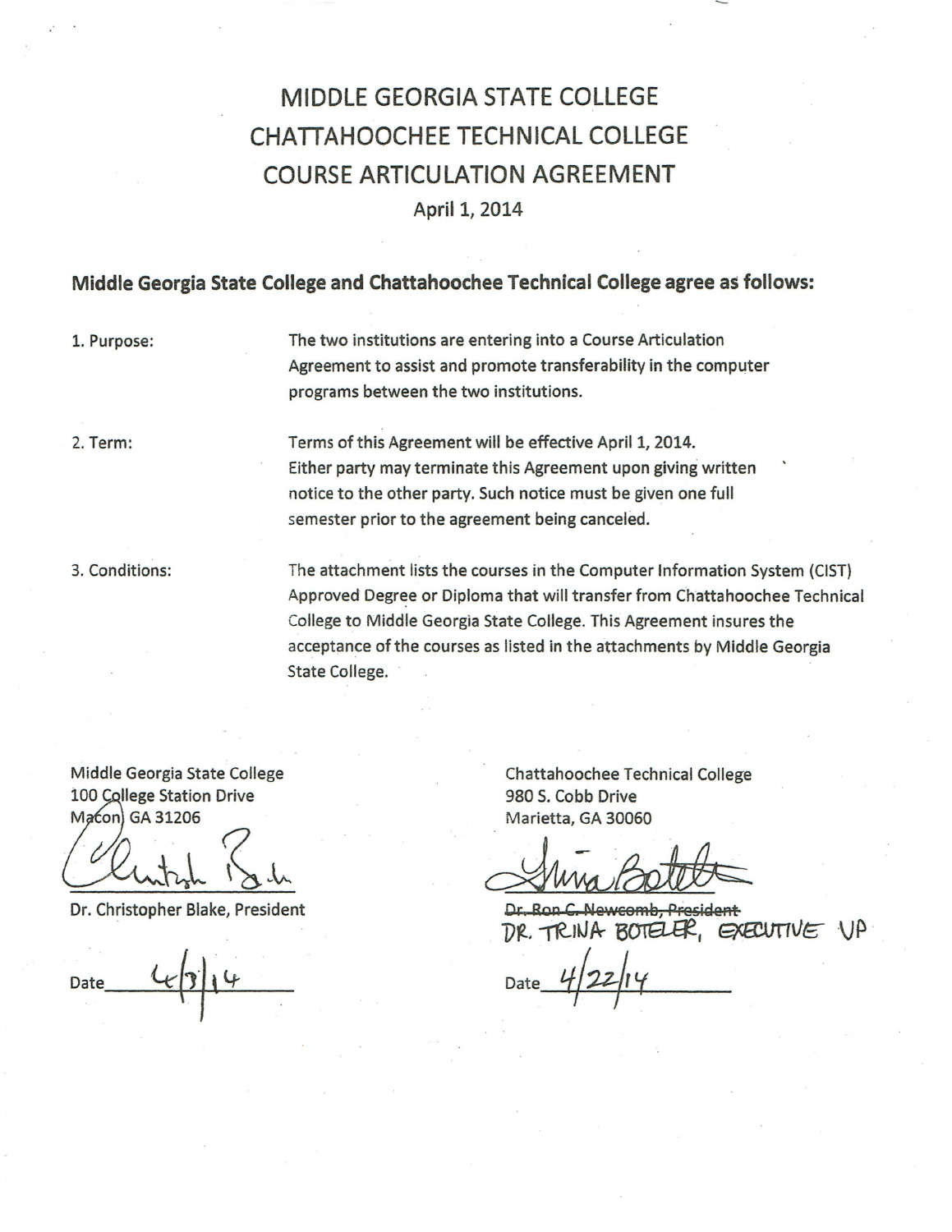# MIDDLE GEORGIA STATE COLLEGE
# CHATTAHOOCHEE TECHNICAL COLLEGE
# COURSE ARTICULATION AGREEMENT

April 1, 2014

**Middle Georgia State College and Chattahoochee Technical College agree as follows:**

1. Purpose: The two institutions are entering into a Course Articulation Agreement to assist and promote transferability in the computer programs between the two institutions.

2. Term: Terms of this Agreement will be effective April 1, 2014. Either party may terminate this Agreement upon giving written notice to the other party. Such notice must be given one full semester prior to the agreement being canceled.

3. Conditions: The attachment lists the courses in the Computer Information System (CIST) Approved Degree or Diploma that will transfer from Chattahoochee Technical College to Middle Georgia State College. This Agreement insures the acceptance of the courses as listed in the attachments by Middle Georgia State College.

Middle Georgia State College
100 College Station Drive
Macon, GA 31206

Dr. Christopher Blake, President

Date 4/3/14

Chattahoochee Technical College
980 S. Cobb Drive
Marietta, GA 30060

~~Dr. Ron C. Newcomb, President~~
DR. TRINA BOTELER, EXECUTIVE VP

Date 4/22/14